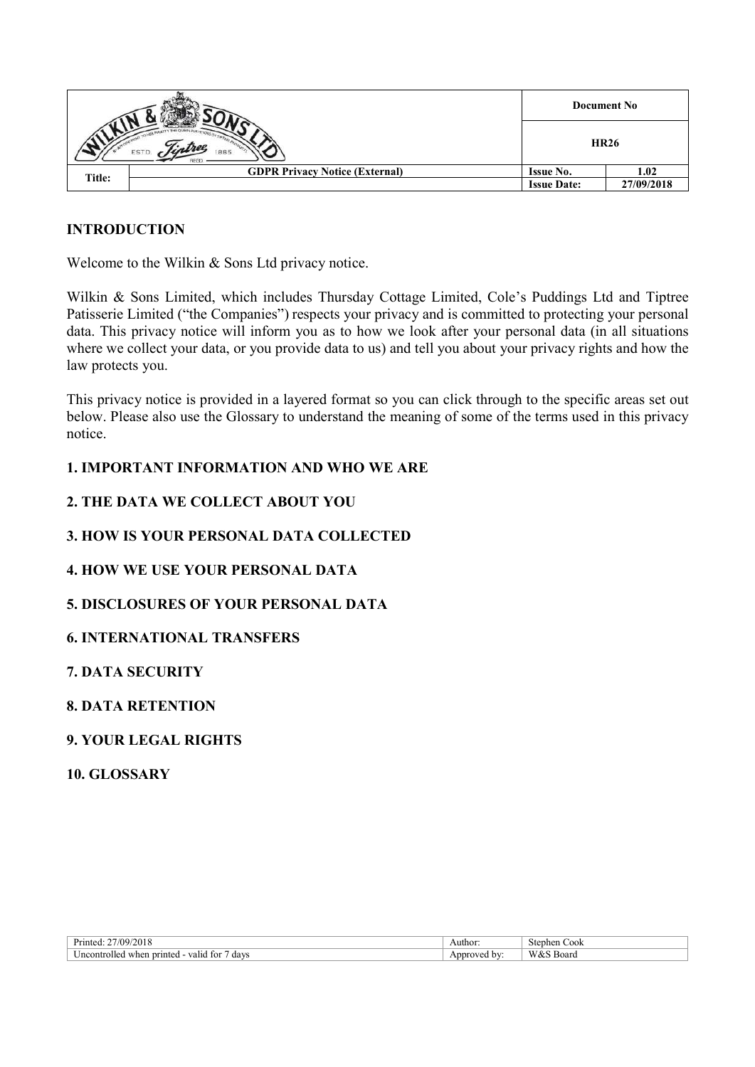| | Document No | |
|---|---|---|
| | HR26 | |
| **Title:** GDPR Privacy Notice (External) | **Issue No.** | **1.02** |
| | **Issue Date:** | **27/09/2018** |

## INTRODUCTION

Welcome to the Wilkin & Sons Ltd privacy notice.

Wilkin & Sons Limited, which includes Thursday Cottage Limited, Cole's Puddings Ltd and Tiptree Patisserie Limited ("the Companies") respects your privacy and is committed to protecting your personal data. This privacy notice will inform you as to how we look after your personal data (in all situations where we collect your data, or you provide data to us) and tell you about your privacy rights and how the law protects you.

This privacy notice is provided in a layered format so you can click through to the specific areas set out below. Please also use the Glossary to understand the meaning of some of the terms used in this privacy notice.

**1. IMPORTANT INFORMATION AND WHO WE ARE**

**2. THE DATA WE COLLECT ABOUT YOU**

**3. HOW IS YOUR PERSONAL DATA COLLECTED**

**4. HOW WE USE YOUR PERSONAL DATA**

**5. DISCLOSURES OF YOUR PERSONAL DATA**

**6. INTERNATIONAL TRANSFERS**

**7. DATA SECURITY**

**8. DATA RETENTION**

**9. YOUR LEGAL RIGHTS**

**10. GLOSSARY**

| Printed: 27/09/2018 | Author: | Stephen Cook |
|---|---|---|
| Uncontrolled when printed - valid for 7 days | Approved by: | W&S Board |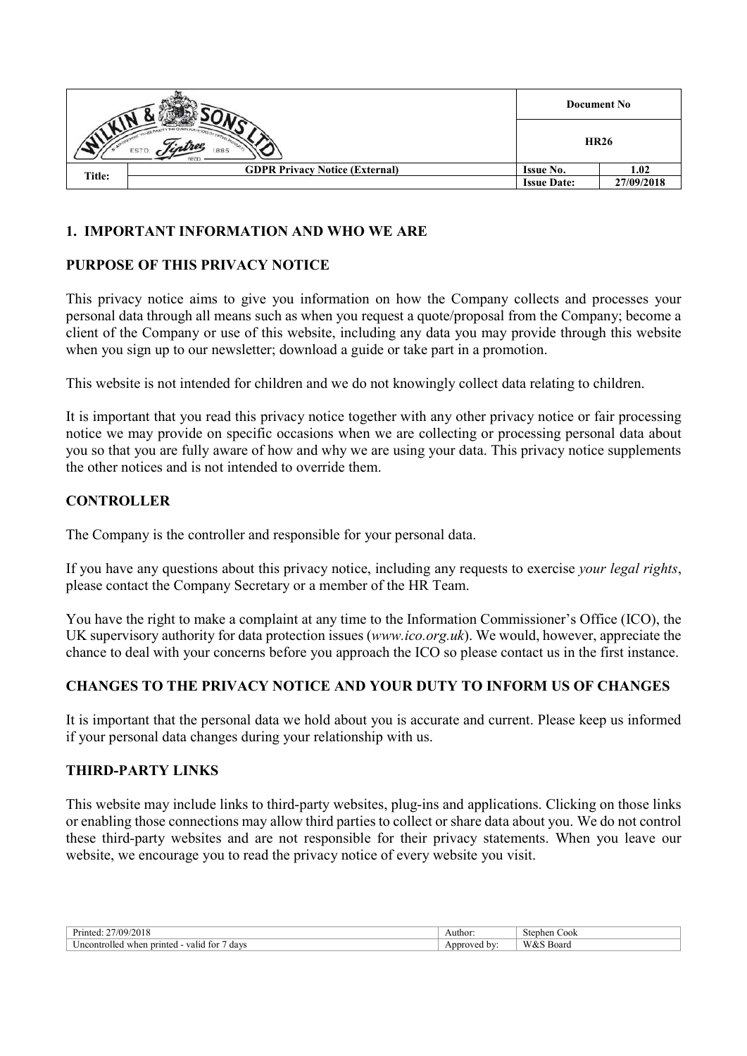## 1. IMPORTANT INFORMATION AND WHO WE ARE

### PURPOSE OF THIS PRIVACY NOTICE

This privacy notice aims to give you information on how the Company collects and processes your personal data through all means such as when you request a quote/proposal from the Company; become a client of the Company or use of this website, including any data you may provide through this website when you sign up to our newsletter; download a guide or take part in a promotion.

This website is not intended for children and we do not knowingly collect data relating to children.

It is important that you read this privacy notice together with any other privacy notice or fair processing notice we may provide on specific occasions when we are collecting or processing personal data about you so that you are fully aware of how and why we are using your data. This privacy notice supplements the other notices and is not intended to override them.

### CONTROLLER

The Company is the controller and responsible for your personal data.

If you have any questions about this privacy notice, including any requests to exercise *your legal rights*, please contact the Company Secretary or a member of the HR Team.

You have the right to make a complaint at any time to the Information Commissioner's Office (ICO), the UK supervisory authority for data protection issues (*www.ico.org.uk*). We would, however, appreciate the chance to deal with your concerns before you approach the ICO so please contact us in the first instance.

### CHANGES TO THE PRIVACY NOTICE AND YOUR DUTY TO INFORM US OF CHANGES

It is important that the personal data we hold about you is accurate and current. Please keep us informed if your personal data changes during your relationship with us.

### THIRD-PARTY LINKS

This website may include links to third-party websites, plug-ins and applications. Clicking on those links or enabling those connections may allow third parties to collect or share data about you. We do not control these third-party websites and are not responsible for their privacy statements. When you leave our website, we encourage you to read the privacy notice of every website you visit.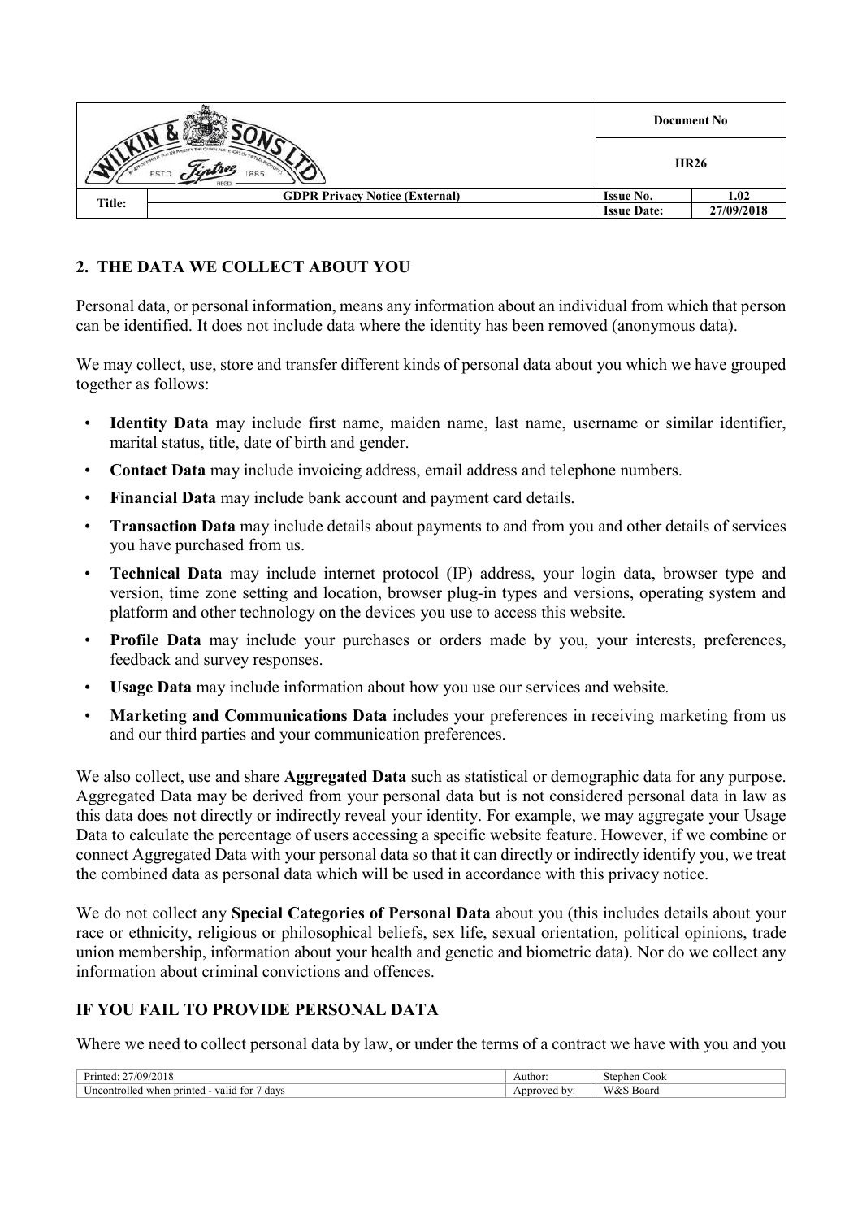## 2. THE DATA WE COLLECT ABOUT YOU

Personal data, or personal information, means any information about an individual from which that person can be identified. It does not include data where the identity has been removed (anonymous data).

We may collect, use, store and transfer different kinds of personal data about you which we have grouped together as follows:

- **Identity Data** may include first name, maiden name, last name, username or similar identifier, marital status, title, date of birth and gender.
- **Contact Data** may include invoicing address, email address and telephone numbers.
- **Financial Data** may include bank account and payment card details.
- **Transaction Data** may include details about payments to and from you and other details of services you have purchased from us.
- **Technical Data** may include internet protocol (IP) address, your login data, browser type and version, time zone setting and location, browser plug-in types and versions, operating system and platform and other technology on the devices you use to access this website.
- **Profile Data** may include your purchases or orders made by you, your interests, preferences, feedback and survey responses.
- **Usage Data** may include information about how you use our services and website.
- **Marketing and Communications Data** includes your preferences in receiving marketing from us and our third parties and your communication preferences.

We also collect, use and share **Aggregated Data** such as statistical or demographic data for any purpose. Aggregated Data may be derived from your personal data but is not considered personal data in law as this data does **not** directly or indirectly reveal your identity. For example, we may aggregate your Usage Data to calculate the percentage of users accessing a specific website feature. However, if we combine or connect Aggregated Data with your personal data so that it can directly or indirectly identify you, we treat the combined data as personal data which will be used in accordance with this privacy notice.

We do not collect any **Special Categories of Personal Data** about you (this includes details about your race or ethnicity, religious or philosophical beliefs, sex life, sexual orientation, political opinions, trade union membership, information about your health and genetic and biometric data). Nor do we collect any information about criminal convictions and offences.

## IF YOU FAIL TO PROVIDE PERSONAL DATA

Where we need to collect personal data by law, or under the terms of a contract we have with you and you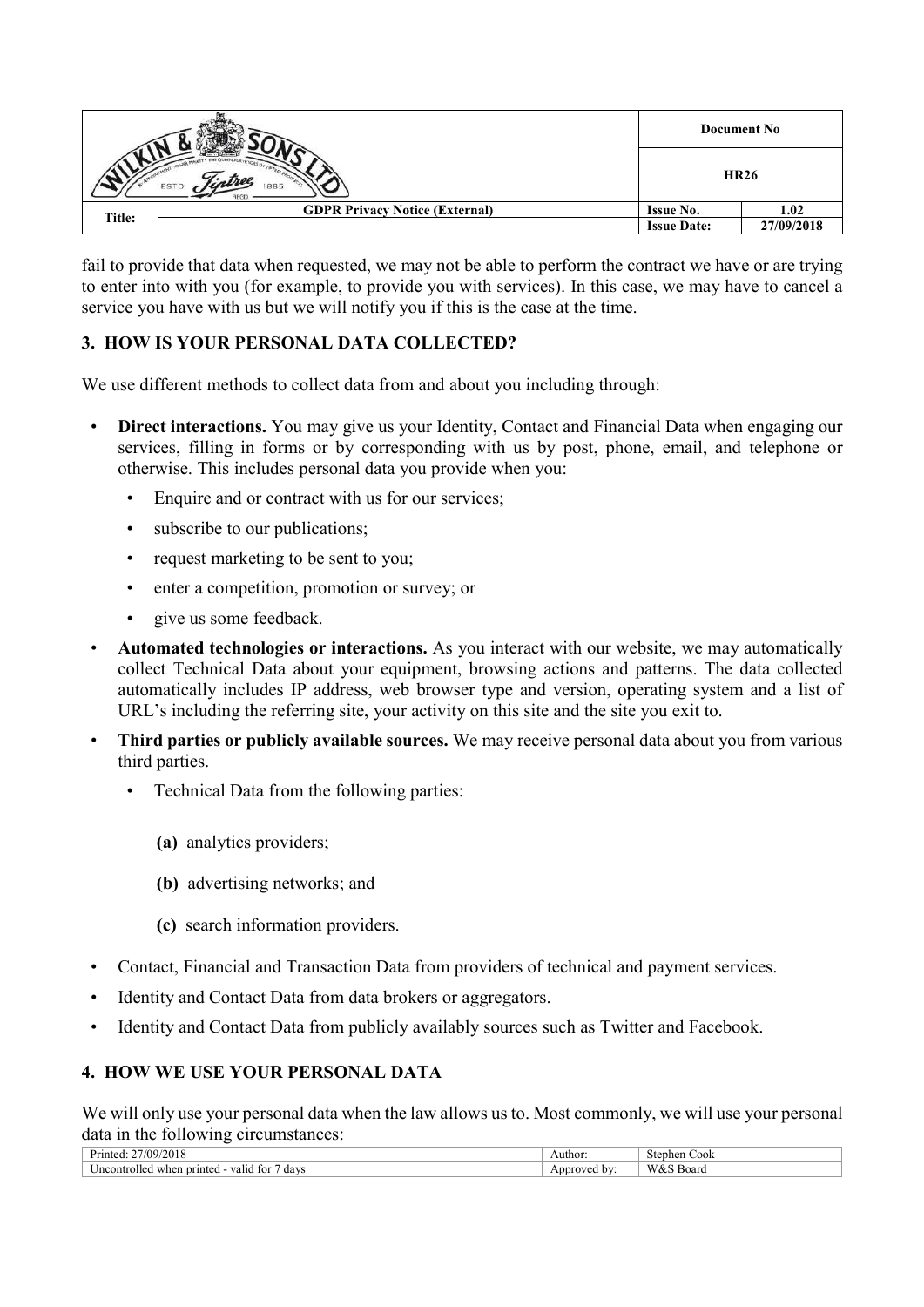fail to provide that data when requested, we may not be able to perform the contract we have or are trying to enter into with you (for example, to provide you with services). In this case, we may have to cancel a service you have with us but we will notify you if this is the case at the time.

## 3. HOW IS YOUR PERSONAL DATA COLLECTED?

We use different methods to collect data from and about you including through:

- **Direct interactions.** You may give us your Identity, Contact and Financial Data when engaging our services, filling in forms or by corresponding with us by post, phone, email, and telephone or otherwise. This includes personal data you provide when you:
  - Enquire and or contract with us for our services;
  - subscribe to our publications;
  - request marketing to be sent to you;
  - enter a competition, promotion or survey; or
  - give us some feedback.
- **Automated technologies or interactions.** As you interact with our website, we may automatically collect Technical Data about your equipment, browsing actions and patterns. The data collected automatically includes IP address, web browser type and version, operating system and a list of URL's including the referring site, your activity on this site and the site you exit to.
- **Third parties or publicly available sources.** We may receive personal data about you from various third parties.
  - Technical Data from the following parties:

    **(a)** analytics providers;

    **(b)** advertising networks; and

    **(c)** search information providers.
- Contact, Financial and Transaction Data from providers of technical and payment services.
- Identity and Contact Data from data brokers or aggregators.
- Identity and Contact Data from publicly availably sources such as Twitter and Facebook.

## 4. HOW WE USE YOUR PERSONAL DATA

We will only use your personal data when the law allows us to. Most commonly, we will use your personal data in the following circumstances: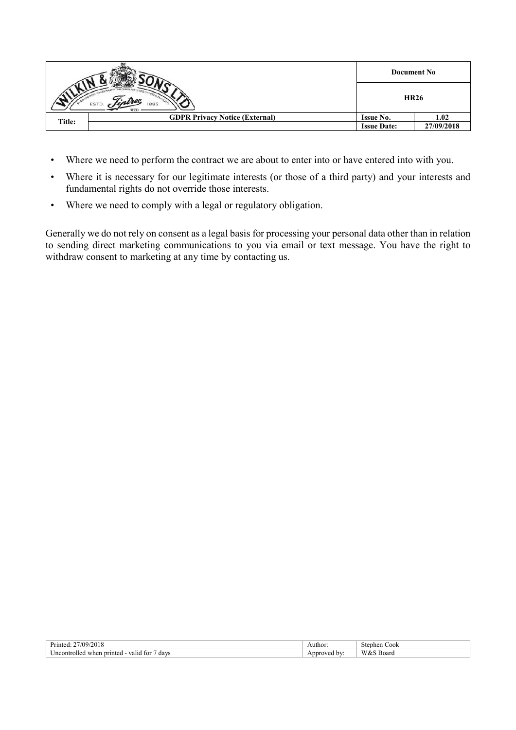- Where we need to perform the contract we are about to enter into or have entered into with you.
- Where it is necessary for our legitimate interests (or those of a third party) and your interests and fundamental rights do not override those interests.
- Where we need to comply with a legal or regulatory obligation.

Generally we do not rely on consent as a legal basis for processing your personal data other than in relation to sending direct marketing communications to you via email or text message. You have the right to withdraw consent to marketing at any time by contacting us.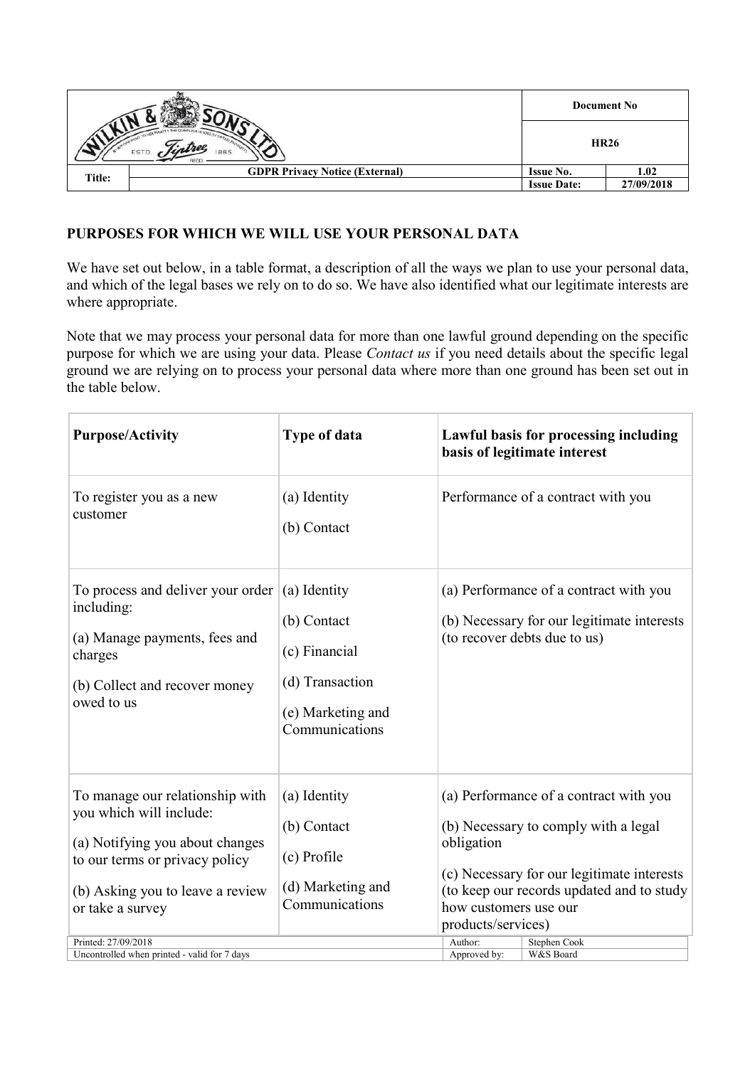## PURPOSES FOR WHICH WE WILL USE YOUR PERSONAL DATA

We have set out below, in a table format, a description of all the ways we plan to use your personal data, and which of the legal bases we rely on to do so. We have also identified what our legitimate interests are where appropriate.

Note that we may process your personal data for more than one lawful ground depending on the specific purpose for which we are using your data. Please *Contact us* if you need details about the specific legal ground we are relying on to process your personal data where more than one ground has been set out in the table below.

| **Purpose/Activity** | **Type of data** | **Lawful basis for processing including basis of legitimate interest** |
|---|---|---|
| To register you as a new customer | (a) Identity<br>(b) Contact | Performance of a contract with you |
| To process and deliver your order including:<br>(a) Manage payments, fees and charges<br>(b) Collect and recover money owed to us | (a) Identity<br>(b) Contact<br>(c) Financial<br>(d) Transaction<br>(e) Marketing and Communications | (a) Performance of a contract with you<br>(b) Necessary for our legitimate interests (to recover debts due to us) |
| To manage our relationship with you which will include:<br>(a) Notifying you about changes to our terms or privacy policy<br>(b) Asking you to leave a review or take a survey | (a) Identity<br>(b) Contact<br>(c) Profile<br>(d) Marketing and Communications | (a) Performance of a contract with you<br>(b) Necessary to comply with a legal obligation<br>(c) Necessary for our legitimate interests (to keep our records updated and to study how customers use our products/services) |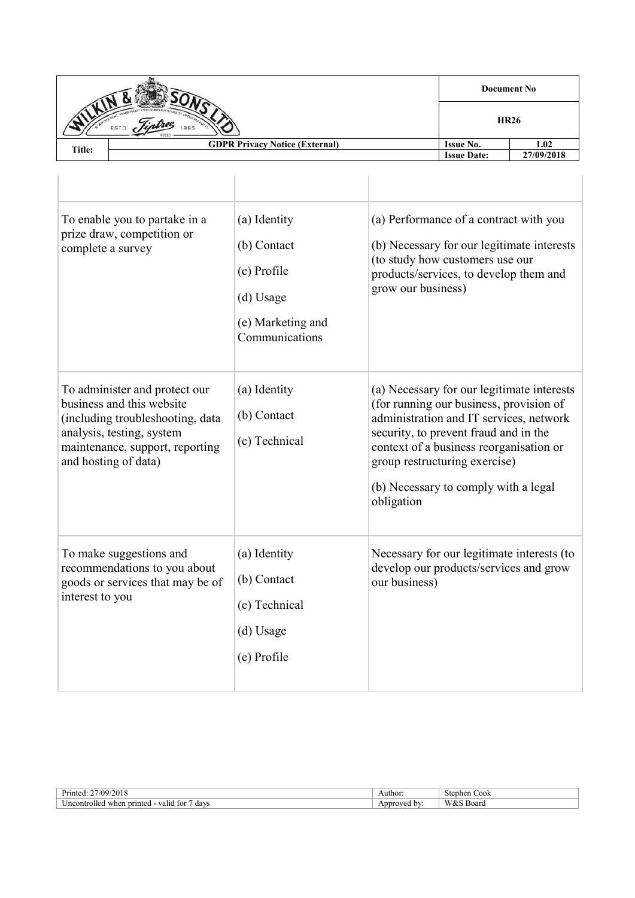| | | |
|---|---|---|
| To enable you to partake in a prize draw, competition or complete a survey | (a) Identity<br>(b) Contact<br>(c) Profile<br>(d) Usage<br>(e) Marketing and Communications | (a) Performance of a contract with you<br>(b) Necessary for our legitimate interests (to study how customers use our products/services, to develop them and grow our business) |
| To administer and protect our business and this website (including troubleshooting, data analysis, testing, system maintenance, support, reporting and hosting of data) | (a) Identity<br>(b) Contact<br>(c) Technical | (a) Necessary for our legitimate interests (for running our business, provision of administration and IT services, network security, to prevent fraud and in the context of a business reorganisation or group restructuring exercise)<br>(b) Necessary to comply with a legal obligation |
| To make suggestions and recommendations to you about goods or services that may be of interest to you | (a) Identity<br>(b) Contact<br>(c) Technical<br>(d) Usage<br>(e) Profile | Necessary for our legitimate interests (to develop our products/services and grow our business) |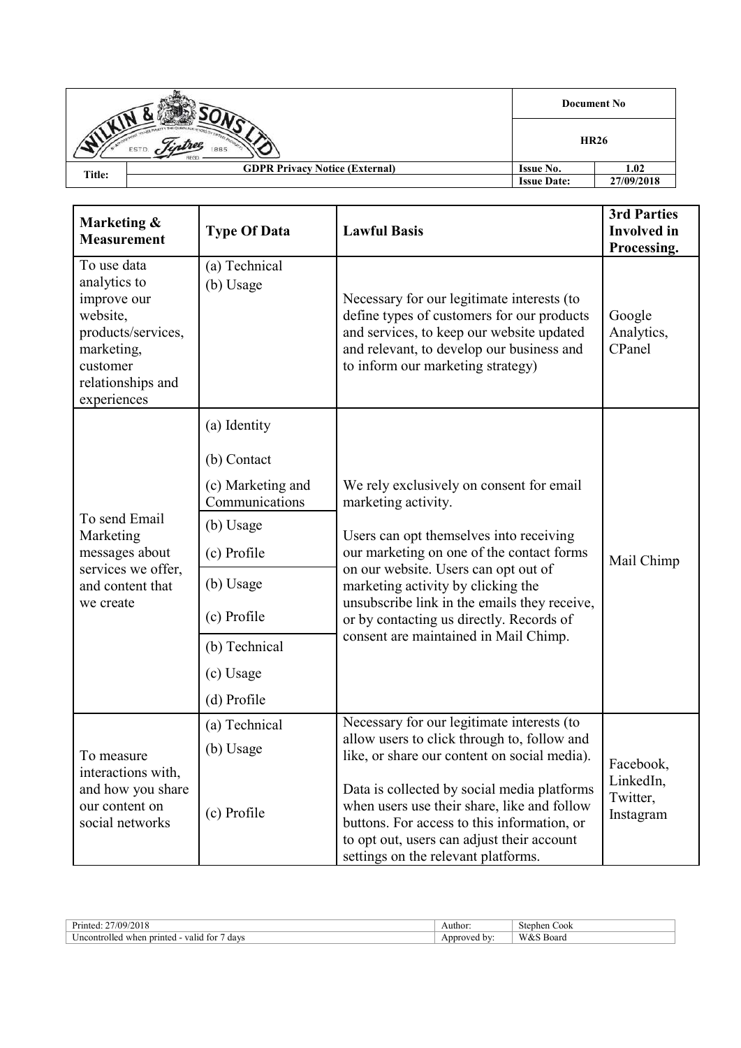| Marketing & Measurement | Type Of Data | Lawful Basis | 3rd Parties Involved in Processing. |
|---|---|---|---|
| To use data analytics to improve our website, products/services, marketing, customer relationships and experiences | (a) Technical<br>(b) Usage | Necessary for our legitimate interests (to define types of customers for our products and services, to keep our website updated and relevant, to develop our business and to inform our marketing strategy) | Google Analytics, CPanel |
| To send Email Marketing messages about services we offer, and content that we create | (a) Identity<br>(b) Contact<br>(c) Marketing and Communications<br>(b) Usage<br>(c) Profile<br>(b) Usage<br>(c) Profile<br>(b) Technical<br>(c) Usage<br>(d) Profile | We rely exclusively on consent for email marketing activity.<br><br>Users can opt themselves into receiving our marketing on one of the contact forms on our website. Users can opt out of marketing activity by clicking the unsubscribe link in the emails they receive, or by contacting us directly. Records of consent are maintained in Mail Chimp. | Mail Chimp |
| To measure interactions with, and how you share our content on social networks | (a) Technical<br>(b) Usage<br>(c) Profile | Necessary for our legitimate interests (to allow users to click through to, follow and like, or share our content on social media).<br><br>Data is collected by social media platforms when users use their share, like and follow buttons. For access to this information, or to opt out, users can adjust their account settings on the relevant platforms. | Facebook, LinkedIn, Twitter, Instagram |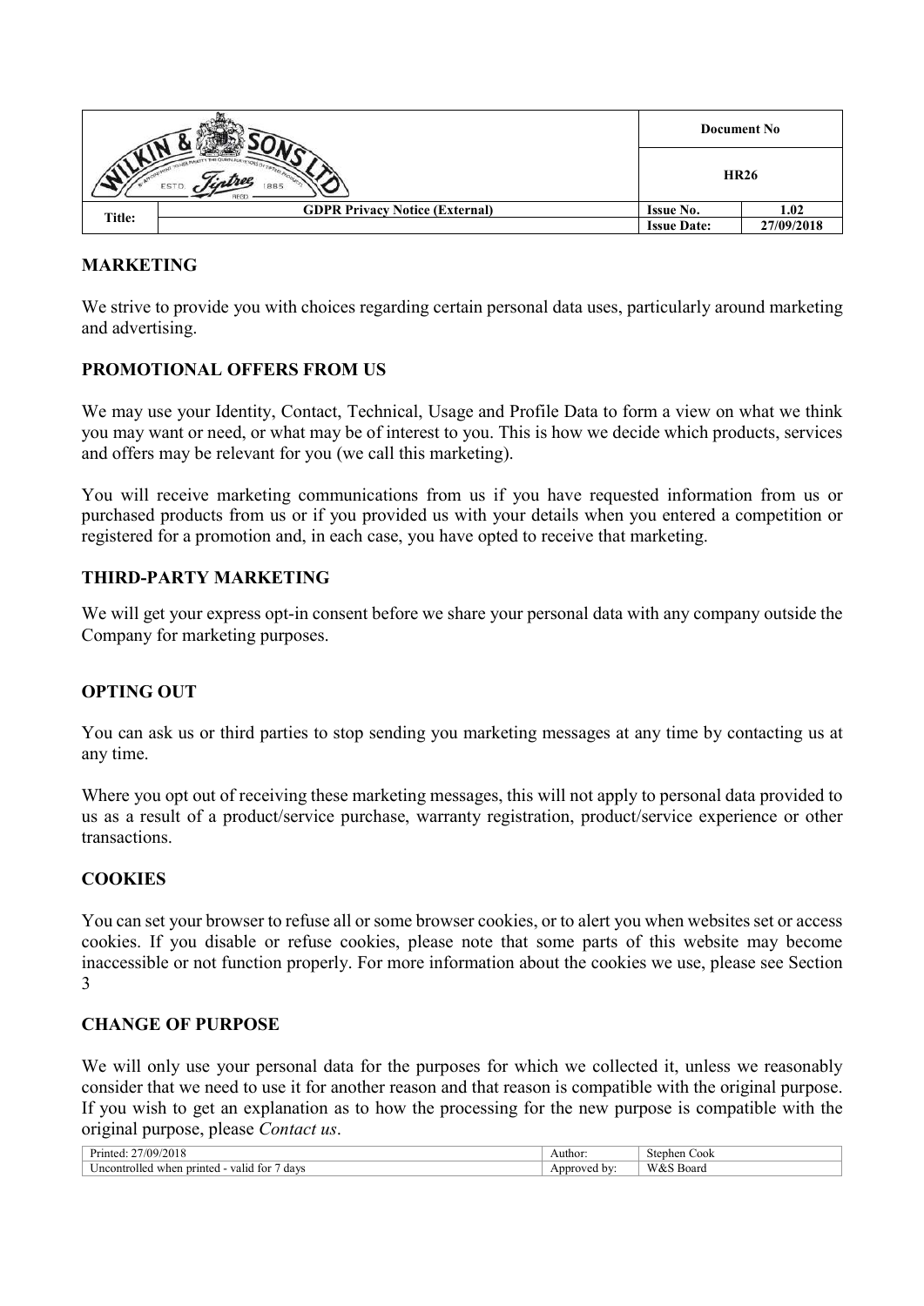## MARKETING

We strive to provide you with choices regarding certain personal data uses, particularly around marketing and advertising.

## PROMOTIONAL OFFERS FROM US

We may use your Identity, Contact, Technical, Usage and Profile Data to form a view on what we think you may want or need, or what may be of interest to you. This is how we decide which products, services and offers may be relevant for you (we call this marketing).

You will receive marketing communications from us if you have requested information from us or purchased products from us or if you provided us with your details when you entered a competition or registered for a promotion and, in each case, you have opted to receive that marketing.

## THIRD-PARTY MARKETING

We will get your express opt-in consent before we share your personal data with any company outside the Company for marketing purposes.

## OPTING OUT

You can ask us or third parties to stop sending you marketing messages at any time by contacting us at any time.

Where you opt out of receiving these marketing messages, this will not apply to personal data provided to us as a result of a product/service purchase, warranty registration, product/service experience or other transactions.

## COOKIES

You can set your browser to refuse all or some browser cookies, or to alert you when websites set or access cookies. If you disable or refuse cookies, please note that some parts of this website may become inaccessible or not function properly. For more information about the cookies we use, please see Section 3

## CHANGE OF PURPOSE

We will only use your personal data for the purposes for which we collected it, unless we reasonably consider that we need to use it for another reason and that reason is compatible with the original purpose. If you wish to get an explanation as to how the processing for the new purpose is compatible with the original purpose, please *Contact us*.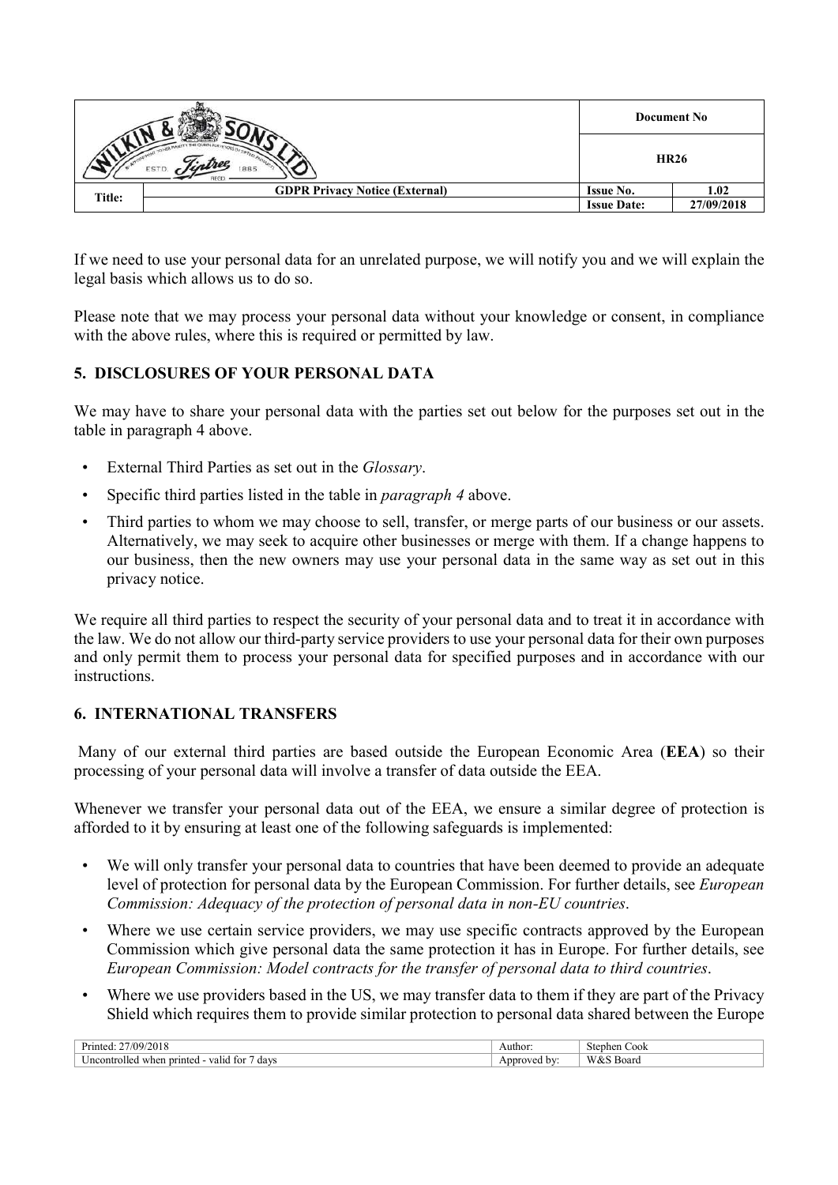If we need to use your personal data for an unrelated purpose, we will notify you and we will explain the legal basis which allows us to do so.

Please note that we may process your personal data without your knowledge or consent, in compliance with the above rules, where this is required or permitted by law.

## 5. DISCLOSURES OF YOUR PERSONAL DATA

We may have to share your personal data with the parties set out below for the purposes set out in the table in paragraph 4 above.

- External Third Parties as set out in the *Glossary*.
- Specific third parties listed in the table in *paragraph 4* above.
- Third parties to whom we may choose to sell, transfer, or merge parts of our business or our assets. Alternatively, we may seek to acquire other businesses or merge with them. If a change happens to our business, then the new owners may use your personal data in the same way as set out in this privacy notice.

We require all third parties to respect the security of your personal data and to treat it in accordance with the law. We do not allow our third-party service providers to use your personal data for their own purposes and only permit them to process your personal data for specified purposes and in accordance with our instructions.

## 6. INTERNATIONAL TRANSFERS

Many of our external third parties are based outside the European Economic Area (**EEA**) so their processing of your personal data will involve a transfer of data outside the EEA.

Whenever we transfer your personal data out of the EEA, we ensure a similar degree of protection is afforded to it by ensuring at least one of the following safeguards is implemented:

- We will only transfer your personal data to countries that have been deemed to provide an adequate level of protection for personal data by the European Commission. For further details, see *European Commission: Adequacy of the protection of personal data in non-EU countries*.
- Where we use certain service providers, we may use specific contracts approved by the European Commission which give personal data the same protection it has in Europe. For further details, see *European Commission: Model contracts for the transfer of personal data to third countries*.
- Where we use providers based in the US, we may transfer data to them if they are part of the Privacy Shield which requires them to provide similar protection to personal data shared between the Europe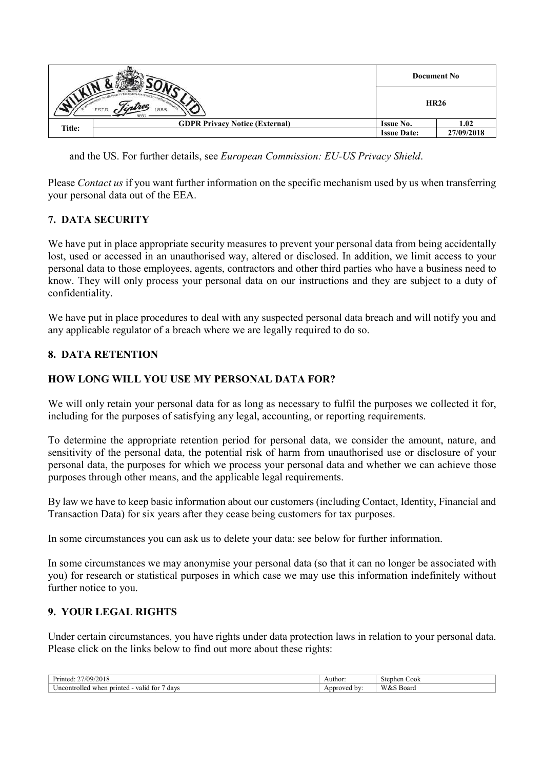and the US. For further details, see *European Commission: EU-US Privacy Shield*.

Please *Contact us* if you want further information on the specific mechanism used by us when transferring your personal data out of the EEA.

## 7. DATA SECURITY

We have put in place appropriate security measures to prevent your personal data from being accidentally lost, used or accessed in an unauthorised way, altered or disclosed. In addition, we limit access to your personal data to those employees, agents, contractors and other third parties who have a business need to know. They will only process your personal data on our instructions and they are subject to a duty of confidentiality.

We have put in place procedures to deal with any suspected personal data breach and will notify you and any applicable regulator of a breach where we are legally required to do so.

## 8. DATA RETENTION

### HOW LONG WILL YOU USE MY PERSONAL DATA FOR?

We will only retain your personal data for as long as necessary to fulfil the purposes we collected it for, including for the purposes of satisfying any legal, accounting, or reporting requirements.

To determine the appropriate retention period for personal data, we consider the amount, nature, and sensitivity of the personal data, the potential risk of harm from unauthorised use or disclosure of your personal data, the purposes for which we process your personal data and whether we can achieve those purposes through other means, and the applicable legal requirements.

By law we have to keep basic information about our customers (including Contact, Identity, Financial and Transaction Data) for six years after they cease being customers for tax purposes.

In some circumstances you can ask us to delete your data: see below for further information.

In some circumstances we may anonymise your personal data (so that it can no longer be associated with you) for research or statistical purposes in which case we may use this information indefinitely without further notice to you.

## 9. YOUR LEGAL RIGHTS

Under certain circumstances, you have rights under data protection laws in relation to your personal data. Please click on the links below to find out more about these rights: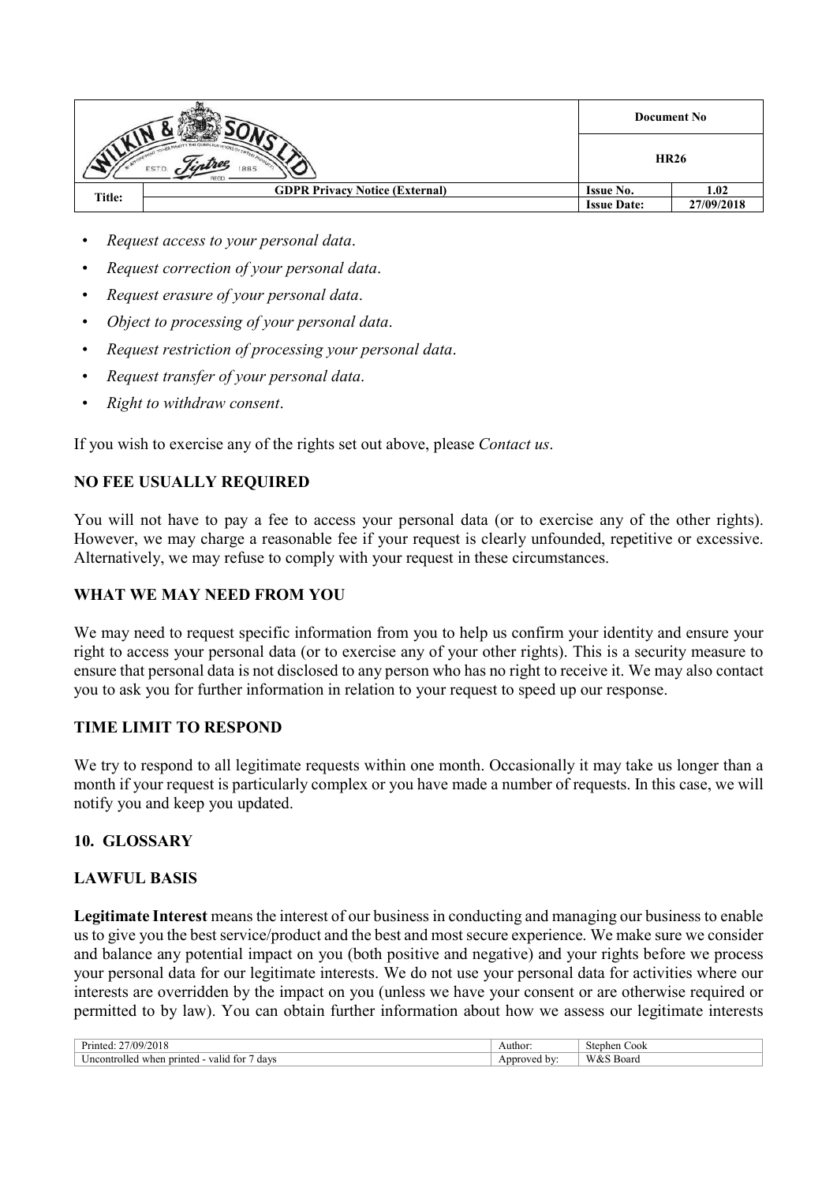- *Request access to your personal data*.
- *Request correction of your personal data*.
- *Request erasure of your personal data*.
- *Object to processing of your personal data*.
- *Request restriction of processing your personal data*.
- *Request transfer of your personal data*.
- *Right to withdraw consent*.

If you wish to exercise any of the rights set out above, please *Contact us*.

### NO FEE USUALLY REQUIRED

You will not have to pay a fee to access your personal data (or to exercise any of the other rights). However, we may charge a reasonable fee if your request is clearly unfounded, repetitive or excessive. Alternatively, we may refuse to comply with your request in these circumstances.

### WHAT WE MAY NEED FROM YOU

We may need to request specific information from you to help us confirm your identity and ensure your right to access your personal data (or to exercise any of your other rights). This is a security measure to ensure that personal data is not disclosed to any person who has no right to receive it. We may also contact you to ask you for further information in relation to your request to speed up our response.

### TIME LIMIT TO RESPOND

We try to respond to all legitimate requests within one month. Occasionally it may take us longer than a month if your request is particularly complex or you have made a number of requests. In this case, we will notify you and keep you updated.

## 10. GLOSSARY

### LAWFUL BASIS

**Legitimate Interest** means the interest of our business in conducting and managing our business to enable us to give you the best service/product and the best and most secure experience. We make sure we consider and balance any potential impact on you (both positive and negative) and your rights before we process your personal data for our legitimate interests. We do not use your personal data for activities where our interests are overridden by the impact on you (unless we have your consent or are otherwise required or permitted to by law). You can obtain further information about how we assess our legitimate interests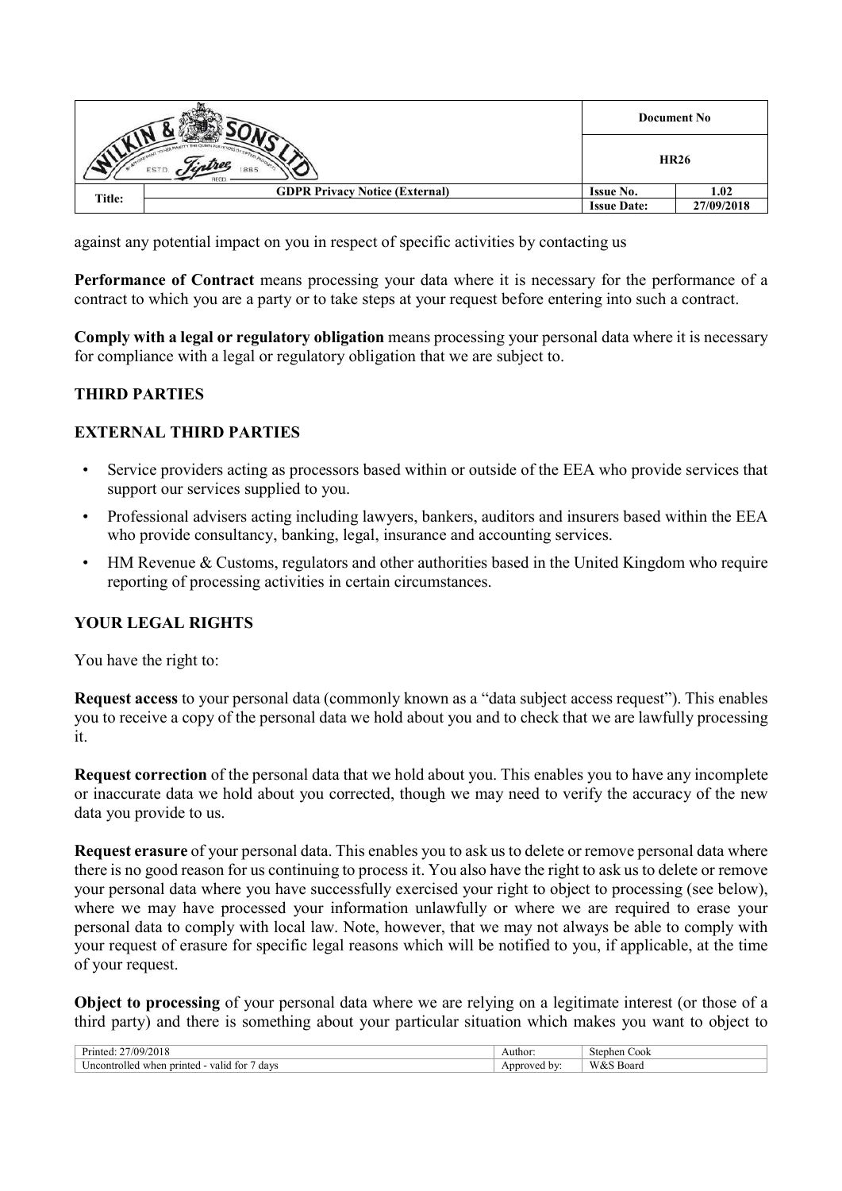against any potential impact on you in respect of specific activities by contacting us

**Performance of Contract** means processing your data where it is necessary for the performance of a contract to which you are a party or to take steps at your request before entering into such a contract.

**Comply with a legal or regulatory obligation** means processing your personal data where it is necessary for compliance with a legal or regulatory obligation that we are subject to.

## THIRD PARTIES

## EXTERNAL THIRD PARTIES

- Service providers acting as processors based within or outside of the EEA who provide services that support our services supplied to you.
- Professional advisers acting including lawyers, bankers, auditors and insurers based within the EEA who provide consultancy, banking, legal, insurance and accounting services.
- HM Revenue & Customs, regulators and other authorities based in the United Kingdom who require reporting of processing activities in certain circumstances.

## YOUR LEGAL RIGHTS

You have the right to:

**Request access** to your personal data (commonly known as a "data subject access request"). This enables you to receive a copy of the personal data we hold about you and to check that we are lawfully processing it.

**Request correction** of the personal data that we hold about you. This enables you to have any incomplete or inaccurate data we hold about you corrected, though we may need to verify the accuracy of the new data you provide to us.

**Request erasure** of your personal data. This enables you to ask us to delete or remove personal data where there is no good reason for us continuing to process it. You also have the right to ask us to delete or remove your personal data where you have successfully exercised your right to object to processing (see below), where we may have processed your information unlawfully or where we are required to erase your personal data to comply with local law. Note, however, that we may not always be able to comply with your request of erasure for specific legal reasons which will be notified to you, if applicable, at the time of your request.

**Object to processing** of your personal data where we are relying on a legitimate interest (or those of a third party) and there is something about your particular situation which makes you want to object to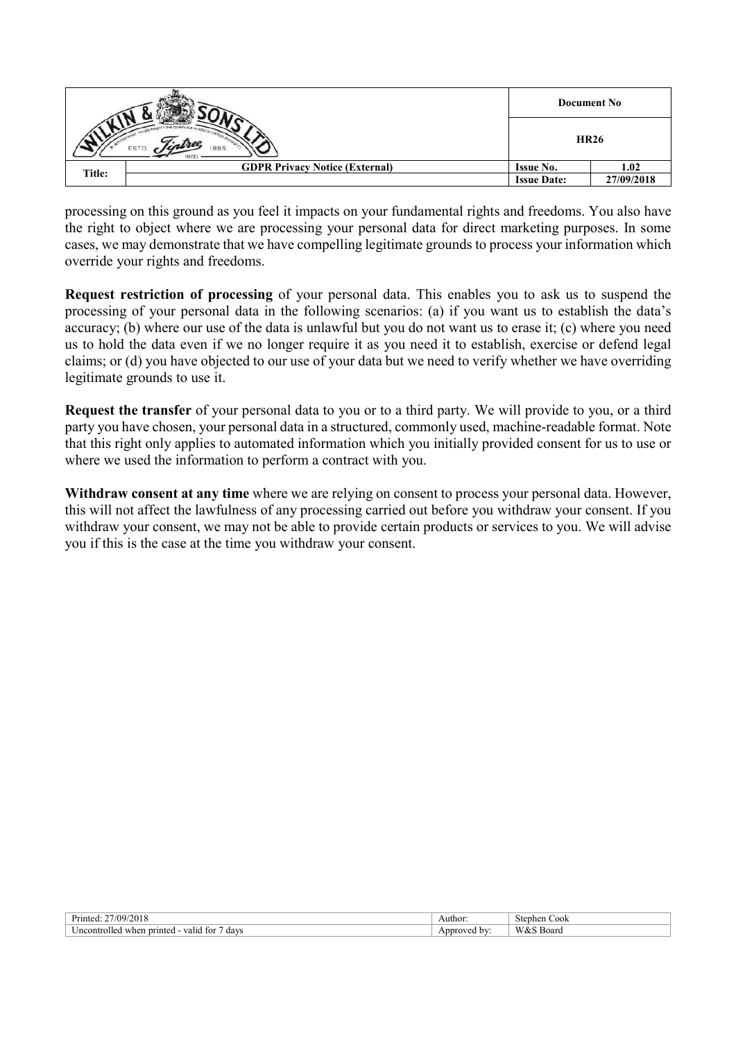processing on this ground as you feel it impacts on your fundamental rights and freedoms. You also have the right to object where we are processing your personal data for direct marketing purposes. In some cases, we may demonstrate that we have compelling legitimate grounds to process your information which override your rights and freedoms.

**Request restriction of processing** of your personal data. This enables you to ask us to suspend the processing of your personal data in the following scenarios: (a) if you want us to establish the data's accuracy; (b) where our use of the data is unlawful but you do not want us to erase it; (c) where you need us to hold the data even if we no longer require it as you need it to establish, exercise or defend legal claims; or (d) you have objected to our use of your data but we need to verify whether we have overriding legitimate grounds to use it.

**Request the transfer** of your personal data to you or to a third party. We will provide to you, or a third party you have chosen, your personal data in a structured, commonly used, machine-readable format. Note that this right only applies to automated information which you initially provided consent for us to use or where we used the information to perform a contract with you.

**Withdraw consent at any time** where we are relying on consent to process your personal data. However, this will not affect the lawfulness of any processing carried out before you withdraw your consent. If you withdraw your consent, we may not be able to provide certain products or services to you. We will advise you if this is the case at the time you withdraw your consent.